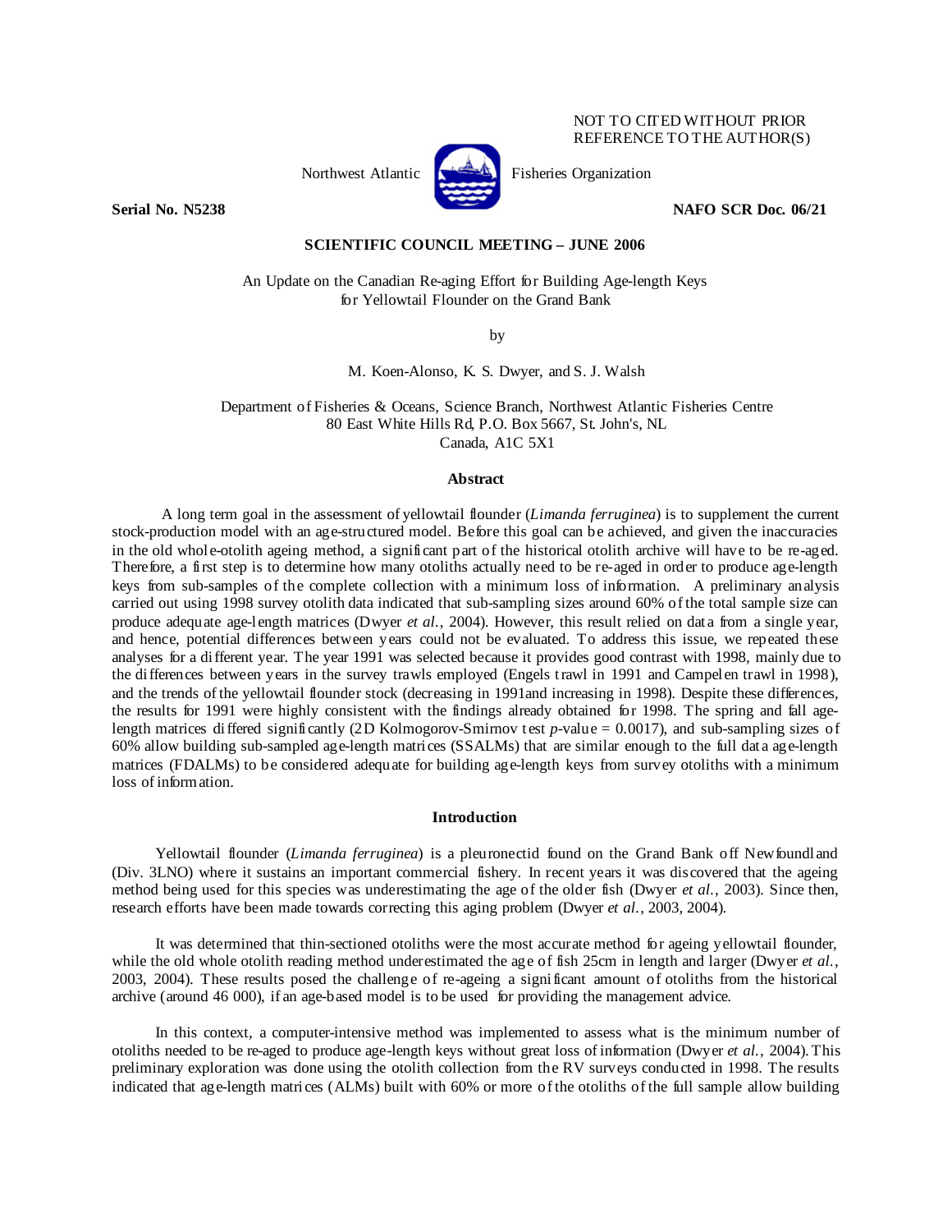NOT TO CITED WITHOUT PRIOR
REFERENCE TO THE AUTHOR(S)

Northwest Atlantic Fisheries Organization

**Serial No. N5238** **NAFO SCR Doc. 06/21**

**SCIENTIFIC COUNCIL MEETING – JUNE 2006**

An Update on the Canadian Re-aging Effort for Building Age-length Keys
for Yellowtail Flounder on the Grand Bank

by

M. Koen-Alonso, K. S. Dwyer, and S. J. Walsh

Department of Fisheries & Oceans, Science Branch, Northwest Atlantic Fisheries Centre
80 East White Hills Rd, P.O. Box 5667, St. John's, NL
Canada, A1C 5X1

## Abstract

A long term goal in the assessment of yellowtail flounder (*Limanda ferruginea*) is to supplement the current stock-production model with an age-structured model. Before this goal can be achieved, and given the inaccuracies in the old whole-otolith ageing method, a significant part of the historical otolith archive will have to be re-aged. Therefore, a first step is to determine how many otoliths actually need to be re-aged in order to produce age-length keys from sub-samples of the complete collection with a minimum loss of information. A preliminary analysis carried out using 1998 survey otolith data indicated that sub-sampling sizes around 60% of the total sample size can produce adequate age-length matrices (Dwyer *et al.*, 2004). However, this result relied on data from a single year, and hence, potential differences between years could not be evaluated. To address this issue, we repeated these analyses for a different year. The year 1991 was selected because it provides good contrast with 1998, mainly due to the differences between years in the survey trawls employed (Engels trawl in 1991 and Campelen trawl in 1998), and the trends of the yellowtail flounder stock (decreasing in 1991and increasing in 1998). Despite these differences, the results for 1991 were highly consistent with the findings already obtained for 1998. The spring and fall age-length matrices differed significantly (2D Kolmogorov-Smirnov test *p*-value = 0.0017), and sub-sampling sizes of 60% allow building sub-sampled age-length matrices (SSALMs) that are similar enough to the full data age-length matrices (FDALMs) to be considered adequate for building age-length keys from survey otoliths with a minimum loss of information.

## Introduction

Yellowtail flounder (*Limanda ferruginea*) is a pleuronectid found on the Grand Bank off Newfoundland (Div. 3LNO) where it sustains an important commercial fishery. In recent years it was discovered that the ageing method being used for this species was underestimating the age of the older fish (Dwyer *et al.*, 2003). Since then, research efforts have been made towards correcting this aging problem (Dwyer *et al.*, 2003, 2004).

It was determined that thin-sectioned otoliths were the most accurate method for ageing yellowtail flounder, while the old whole otolith reading method underestimated the age of fish 25cm in length and larger (Dwyer *et al.*, 2003, 2004). These results posed the challenge of re-ageing a significant amount of otoliths from the historical archive (around 46 000), if an age-based model is to be used for providing the management advice.

In this context, a computer-intensive method was implemented to assess what is the minimum number of otoliths needed to be re-aged to produce age-length keys without great loss of information (Dwyer *et al.*, 2004). This preliminary exploration was done using the otolith collection from the RV surveys conducted in 1998. The results indicated that age-length matrices (ALMs) built with 60% or more of the otoliths of the full sample allow building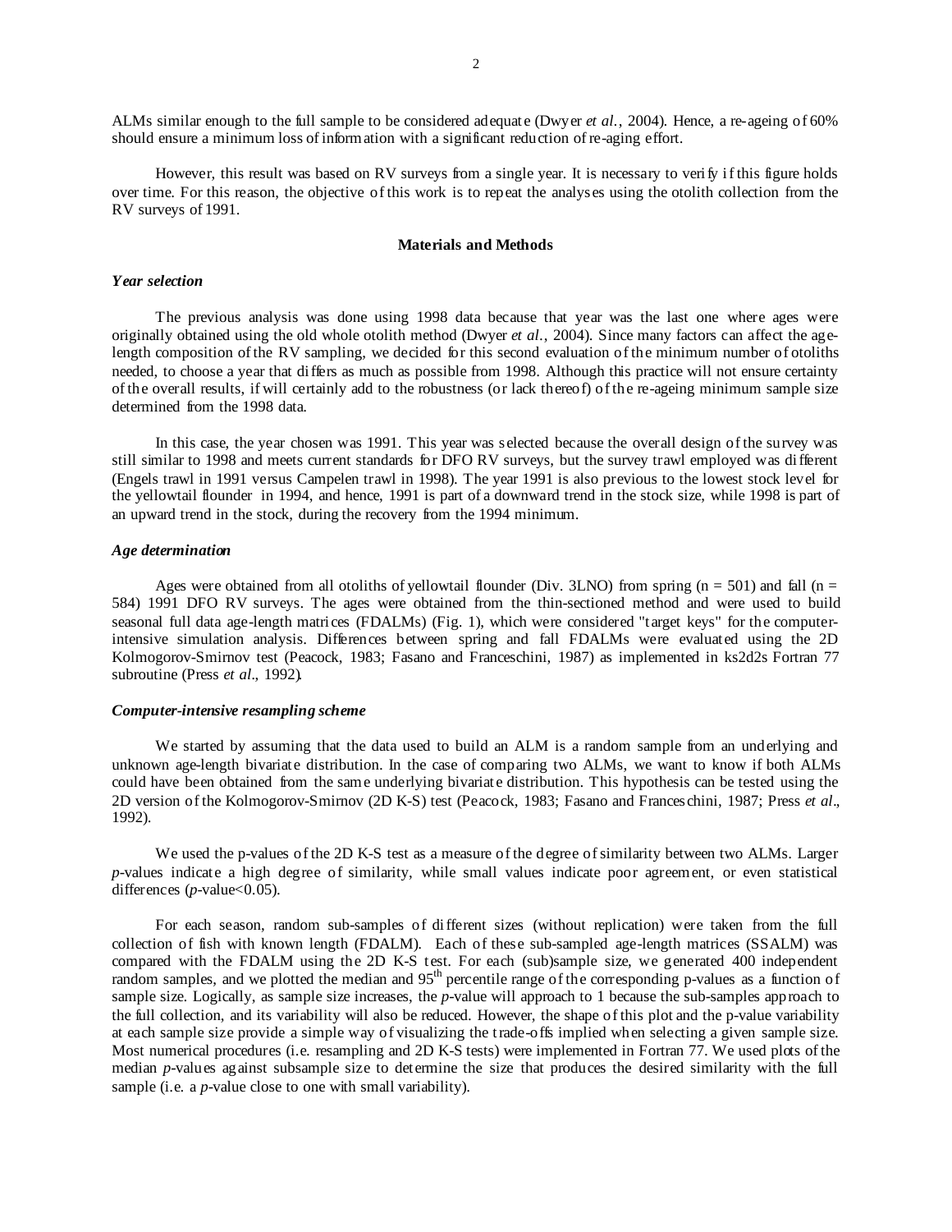ALMs similar enough to the full sample to be considered adequate (Dwyer *et al.*, 2004). Hence, a re-ageing of 60% should ensure a minimum loss of information with a significant reduction of re-aging effort.

However, this result was based on RV surveys from a single year. It is necessary to verify if this figure holds over time. For this reason, the objective of this work is to repeat the analyses using the otolith collection from the RV surveys of 1991.

## Materials and Methods

### *Year selection*

The previous analysis was done using 1998 data because that year was the last one where ages were originally obtained using the old whole otolith method (Dwyer *et al.*, 2004). Since many factors can affect the age-length composition of the RV sampling, we decided for this second evaluation of the minimum number of otoliths needed, to choose a year that differs as much as possible from 1998. Although this practice will not ensure certainty of the overall results, if will certainly add to the robustness (or lack thereof) of the re-ageing minimum sample size determined from the 1998 data.

In this case, the year chosen was 1991. This year was selected because the overall design of the survey was still similar to 1998 and meets current standards for DFO RV surveys, but the survey trawl employed was different (Engels trawl in 1991 versus Campelen trawl in 1998). The year 1991 is also previous to the lowest stock level for the yellowtail flounder in 1994, and hence, 1991 is part of a downward trend in the stock size, while 1998 is part of an upward trend in the stock, during the recovery from the 1994 minimum.

### *Age determination*

Ages were obtained from all otoliths of yellowtail flounder (Div. 3LNO) from spring ($n = 501$) and fall ($n = 584$) 1991 DFO RV surveys. The ages were obtained from the thin-sectioned method and were used to build seasonal full data age-length matrices (FDALMs) (Fig. 1), which were considered "target keys" for the computer-intensive simulation analysis. Differences between spring and fall FDALMs were evaluated using the 2D Kolmogorov-Smirnov test (Peacock, 1983; Fasano and Franceschini, 1987) as implemented in ks2d2s Fortran 77 subroutine (Press *et al*., 1992).

### *Computer-intensive resampling scheme*

We started by assuming that the data used to build an ALM is a random sample from an underlying and unknown age-length bivariate distribution. In the case of comparing two ALMs, we want to know if both ALMs could have been obtained from the same underlying bivariate distribution. This hypothesis can be tested using the 2D version of the Kolmogorov-Smirnov (2D K-S) test (Peacock, 1983; Fasano and Franceschini, 1987; Press *et al*., 1992).

We used the p-values of the 2D K-S test as a measure of the degree of similarity between two ALMs. Larger *p*-values indicate a high degree of similarity, while small values indicate poor agreement, or even statistical differences ($p$-value$<0.05$).

For each season, random sub-samples of different sizes (without replication) were taken from the full collection of fish with known length (FDALM). Each of these sub-sampled age-length matrices (SSALM) was compared with the FDALM using the 2D K-S test. For each (sub)sample size, we generated 400 independent random samples, and we plotted the median and $95^{th}$ percentile range of the corresponding p-values as a function of sample size. Logically, as sample size increases, the *p*-value will approach to 1 because the sub-samples approach to the full collection, and its variability will also be reduced. However, the shape of this plot and the p-value variability at each sample size provide a simple way of visualizing the trade-offs implied when selecting a given sample size. Most numerical procedures (i.e. resampling and 2D K-S tests) were implemented in Fortran 77. We used plots of the median *p*-values against subsample size to determine the size that produces the desired similarity with the full sample (i.e. a *p*-value close to one with small variability).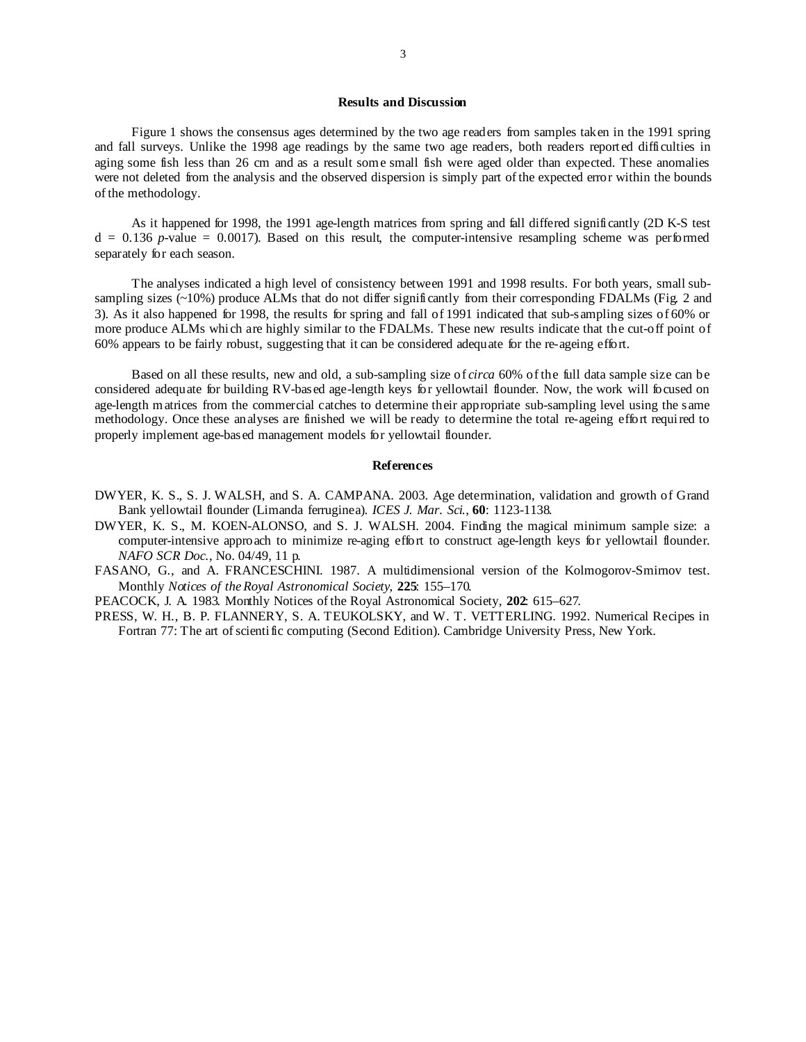## Results and Discussion

Figure 1 shows the consensus ages determined by the two age readers from samples taken in the 1991 spring and fall surveys. Unlike the 1998 age readings by the same two age readers, both readers reported difficulties in aging some fish less than 26 cm and as a result some small fish were aged older than expected. These anomalies were not deleted from the analysis and the observed dispersion is simply part of the expected error within the bounds of the methodology.

As it happened for 1998, the 1991 age-length matrices from spring and fall differed significantly (2D K-S test $d = 0.136$ *p*-value $= 0.0017$). Based on this result, the computer-intensive resampling scheme was performed separately for each season.

The analyses indicated a high level of consistency between 1991 and 1998 results. For both years, small sub-sampling sizes (~10%) produce ALMs that do not differ significantly from their corresponding FDALMs (Fig. 2 and 3). As it also happened for 1998, the results for spring and fall of 1991 indicated that sub-sampling sizes of 60% or more produce ALMs which are highly similar to the FDALMs. These new results indicate that the cut-off point of 60% appears to be fairly robust, suggesting that it can be considered adequate for the re-ageing effort.

Based on all these results, new and old, a sub-sampling size of *circa* 60% of the full data sample size can be considered adequate for building RV-based age-length keys for yellowtail flounder. Now, the work will focused on age-length matrices from the commercial catches to determine their appropriate sub-sampling level using the same methodology. Once these analyses are finished we will be ready to determine the total re-ageing effort required to properly implement age-based management models for yellowtail flounder.

## References

DWYER, K. S., S. J. WALSH, and S. A. CAMPANA. 2003. Age determination, validation and growth of Grand Bank yellowtail flounder (Limanda ferruginea). *ICES J. Mar. Sci.*, **60**: 1123-1138.

DWYER, K. S., M. KOEN-ALONSO, and S. J. WALSH. 2004. Finding the magical minimum sample size: a computer-intensive approach to minimize re-aging effort to construct age-length keys for yellowtail flounder. *NAFO SCR Doc.*, No. 04/49, 11 p.

FASANO, G., and A. FRANCESCHINI. 1987. A multidimensional version of the Kolmogorov-Smirnov test. Monthly *Notices of the Royal Astronomical Society*, **225**: 155–170.

PEACOCK, J. A. 1983. Monthly Notices of the Royal Astronomical Society, **202**: 615–627.

PRESS, W. H., B. P. FLANNERY, S. A. TEUKOLSKY, and W. T. VETTERLING. 1992. Numerical Recipes in Fortran 77: The art of scientific computing (Second Edition). Cambridge University Press, New York.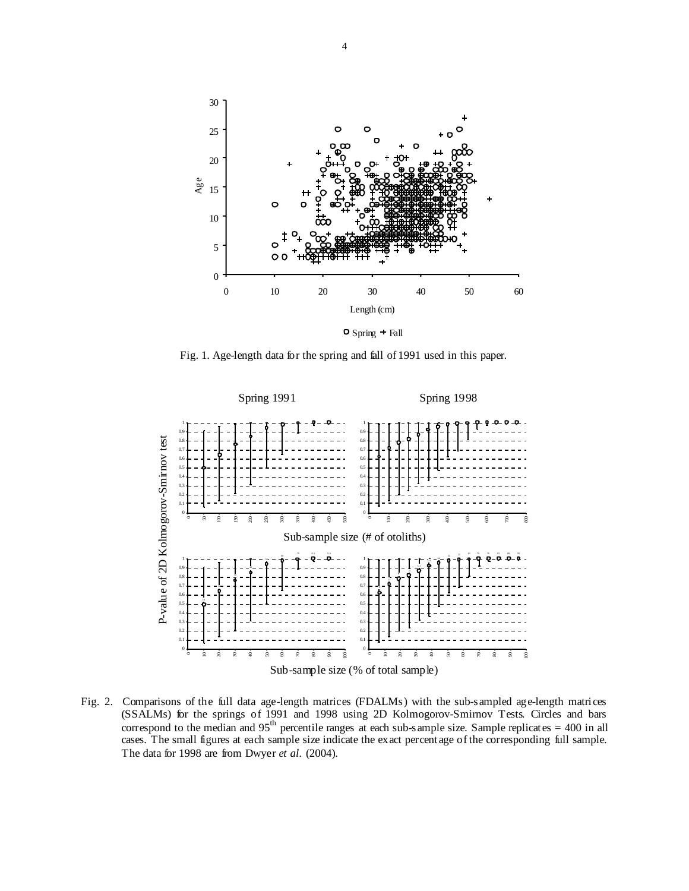Fig. 1. Age-length data for the spring and fall of 1991 used in this paper.

Fig. 2. Comparisons of the full data age-length matrices (FDALMs) with the sub-sampled age-length matrices (SSALMs) for the springs of 1991 and 1998 using 2D Kolmogorov-Smirnov Tests. Circles and bars correspond to the median and 95[th] percentile ranges at each sub-sample size. Sample replicates = 400 in all cases. The small figures at each sample size indicate the exact percentage of the corresponding full sample. The data for 1998 are from Dwyer *et al*. (2004).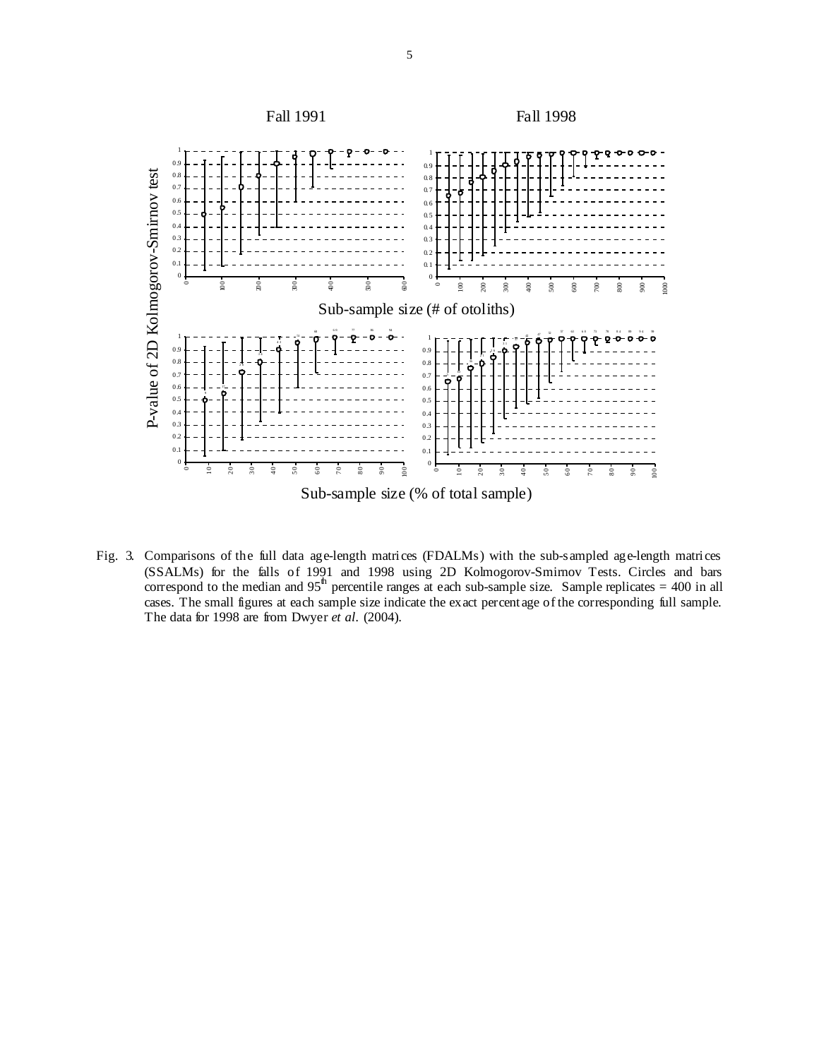Fall 1991

Fall 1998

P-value of 2D Kolmogorov-Smirnov test

Sub-sample size (# of otoliths)

Sub-sample size (% of total sample)

Fig. 3. Comparisons of the full data age-length matrices (FDALMs) with the sub-sampled age-length matrices (SSALMs) for the falls of 1991 and 1998 using 2D Kolmogorov-Smirnov Tests. Circles and bars correspond to the median and 95[th] percentile ranges at each sub-sample size. Sample replicates = 400 in all cases. The small figures at each sample size indicate the exact percentage of the corresponding full sample. The data for 1998 are from Dwyer *et al*. (2004).